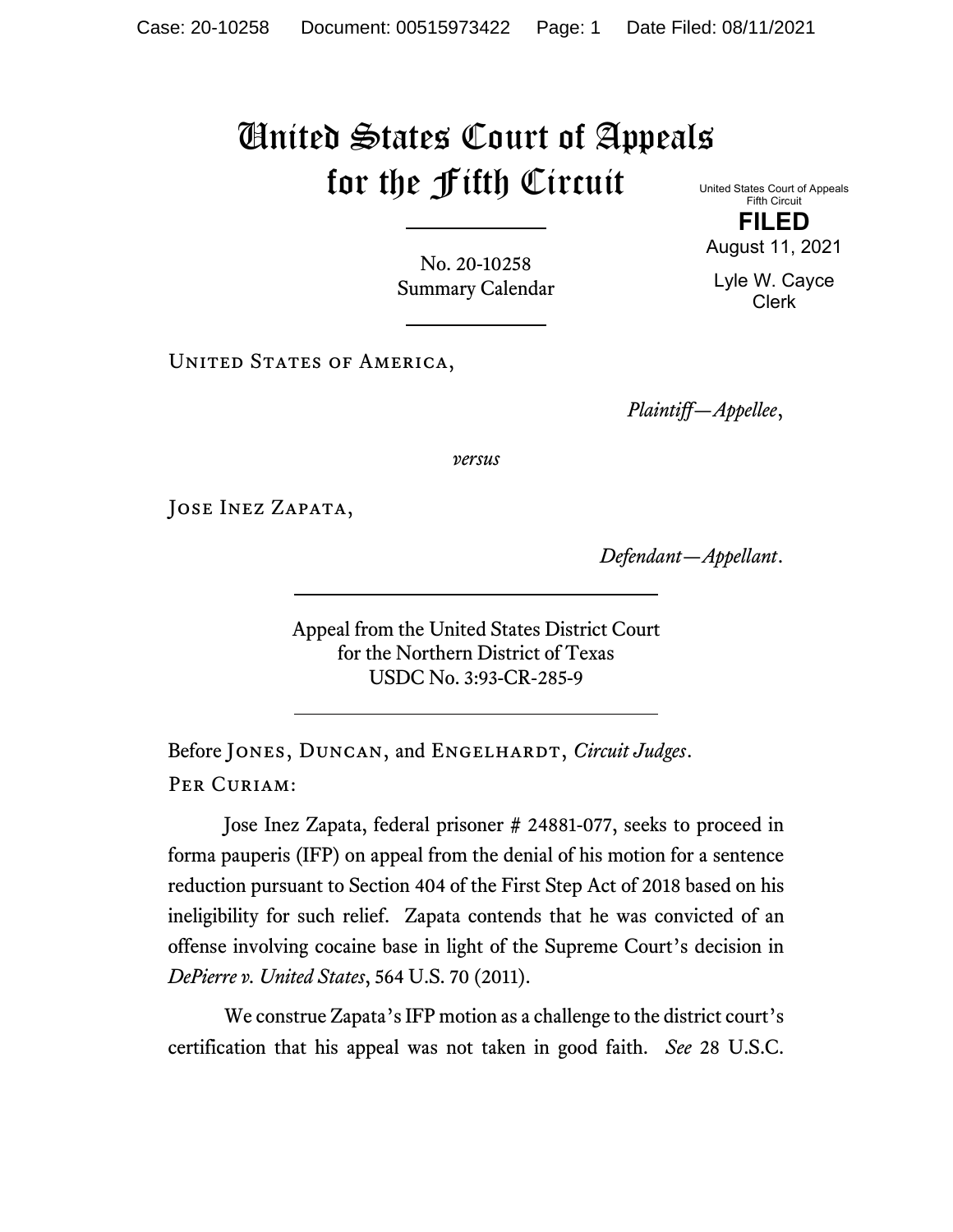# United States Court of Appeals for the Fifth Circuit

United States Court of Appeals
Fifth Circuit

**FILED**

August 11, 2021

Lyle W. Cayce
Clerk

---

No. 20-10258
Summary Calendar

---

United States of America,

*Plaintiff—Appellee*,

*versus*

Jose Inez Zapata,

*Defendant—Appellant*.

---

Appeal from the United States District Court
for the Northern District of Texas
USDC No. 3:93-CR-285-9

---

Before Jones, Duncan, and Engelhardt, *Circuit Judges*.

Per Curiam:

Jose Inez Zapata, federal prisoner # 24881-077, seeks to proceed in forma pauperis (IFP) on appeal from the denial of his motion for a sentence reduction pursuant to Section 404 of the First Step Act of 2018 based on his ineligibility for such relief. Zapata contends that he was convicted of an offense involving cocaine base in light of the Supreme Court's decision in *DePierre v. United States*, 564 U.S. 70 (2011).

We construe Zapata's IFP motion as a challenge to the district court's certification that his appeal was not taken in good faith. *See* 28 U.S.C.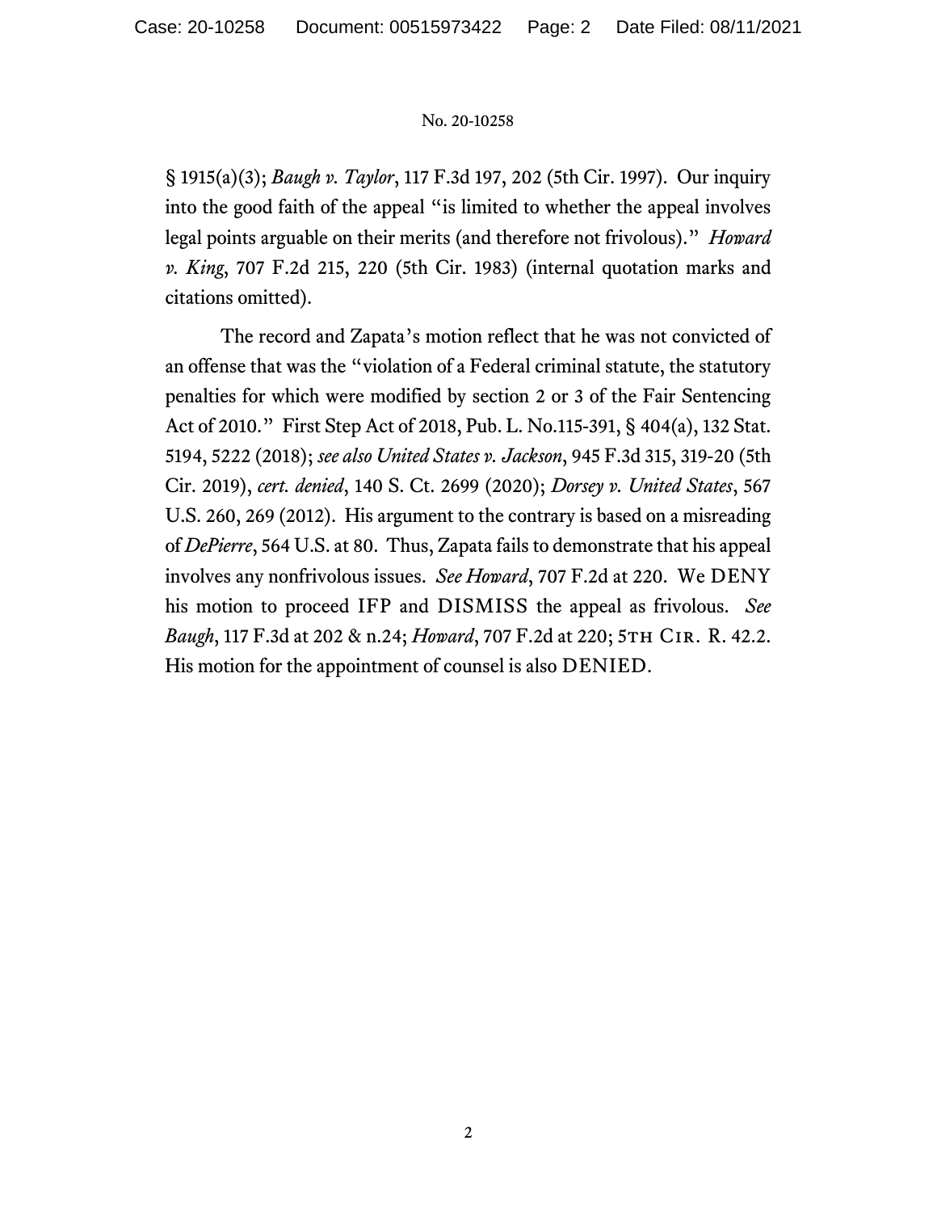§ 1915(a)(3); *Baugh v. Taylor*, 117 F.3d 197, 202 (5th Cir. 1997). Our inquiry into the good faith of the appeal "is limited to whether the appeal involves legal points arguable on their merits (and therefore not frivolous)." *Howard v. King*, 707 F.2d 215, 220 (5th Cir. 1983) (internal quotation marks and citations omitted).

The record and Zapata's motion reflect that he was not convicted of an offense that was the "violation of a Federal criminal statute, the statutory penalties for which were modified by section 2 or 3 of the Fair Sentencing Act of 2010." First Step Act of 2018, Pub. L. No.115-391, § 404(a), 132 Stat. 5194, 5222 (2018); *see also United States v. Jackson*, 945 F.3d 315, 319-20 (5th Cir. 2019), *cert. denied*, 140 S. Ct. 2699 (2020); *Dorsey v. United States*, 567 U.S. 260, 269 (2012). His argument to the contrary is based on a misreading of *DePierre*, 564 U.S. at 80. Thus, Zapata fails to demonstrate that his appeal involves any nonfrivolous issues. *See Howard*, 707 F.2d at 220. We DENY his motion to proceed IFP and DISMISS the appeal as frivolous. *See Baugh*, 117 F.3d at 202 & n.24; *Howard*, 707 F.2d at 220; 5TH CIR. R. 42.2. His motion for the appointment of counsel is also DENIED.